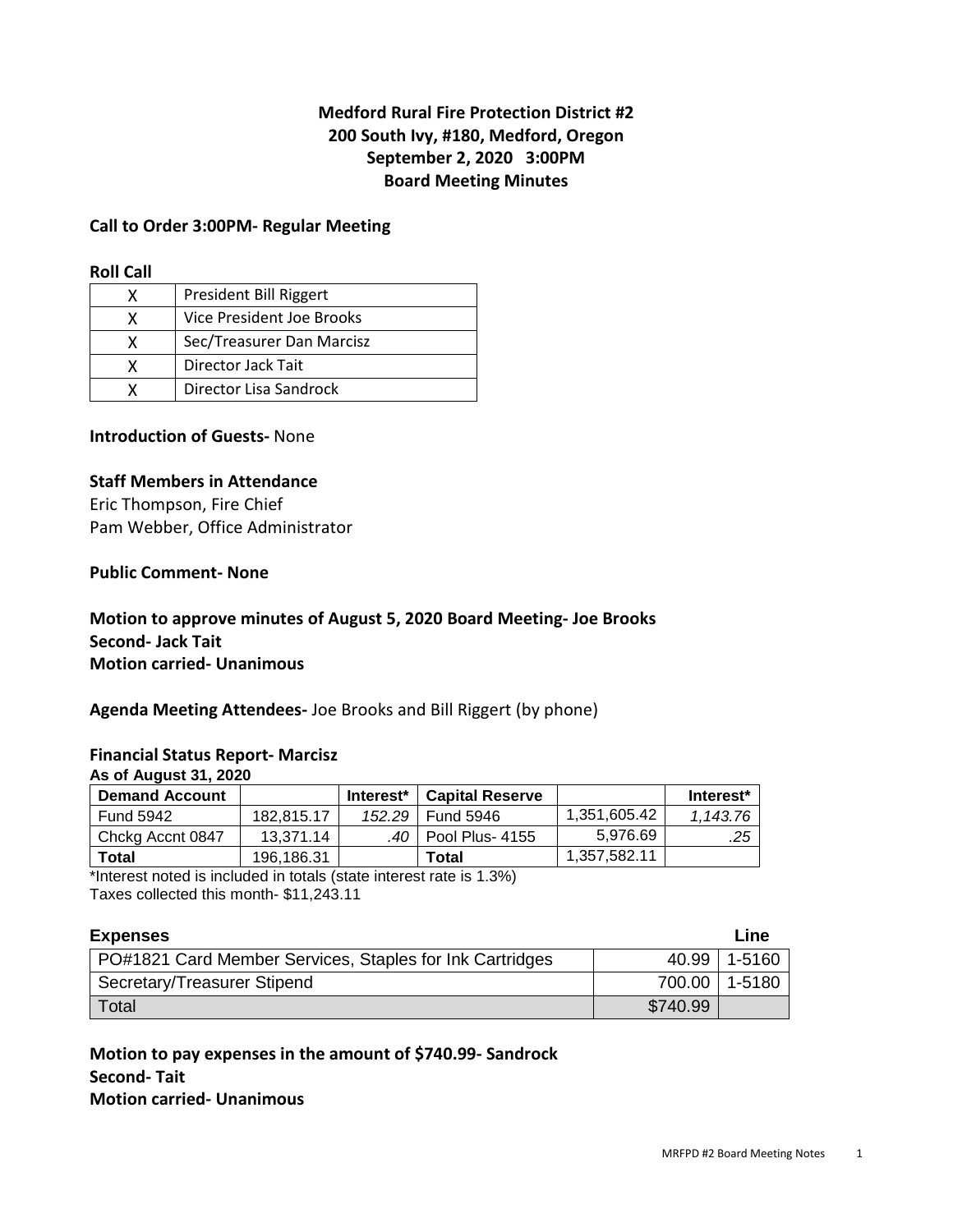**Medford Rural Fire Protection District #2**
**200 South Ivy, #180, Medford, Oregon**
**September 2, 2020 3:00PM**
**Board Meeting Minutes**

**Call to Order 3:00PM- Regular Meeting**

**Roll Call**

| | |
|---|---|
| X | President Bill Riggert |
| X | Vice President Joe Brooks |
| X | Sec/Treasurer Dan Marcisz |
| X | Director Jack Tait |
| X | Director Lisa Sandrock |

**Introduction of Guests-** None

**Staff Members in Attendance**
Eric Thompson, Fire Chief
Pam Webber, Office Administrator

**Public Comment- None**

**Motion to approve minutes of August 5, 2020 Board Meeting- Joe Brooks**
**Second- Jack Tait**
**Motion carried- Unanimous**

**Agenda Meeting Attendees-** Joe Brooks and Bill Riggert (by phone)

**Financial Status Report- Marcisz**
**As of August 31, 2020**

| Demand Account | | Interest* | Capital Reserve | | Interest* |
|---|---|---|---|---|---|
| Fund 5942 | 182,815.17 | *152.29* | Fund 5946 | 1,351,605.42 | *1,143.76* |
| Chckg Accnt 0847 | 13,371.14 | *.40* | Pool Plus- 4155 | 5,976.69 | *.25* |
| **Total** | 196,186.31 | | **Total** | 1,357,582.11 | |

\*Interest noted is included in totals (state interest rate is 1.3%)
Taxes collected this month- $11,243.11

**Expenses** **Line**

| | | |
|---|---|---|
| PO#1821 Card Member Services, Staples for Ink Cartridges | 40.99 | 1-5160 |
| Secretary/Treasurer Stipend | 700.00 | 1-5180 |
| Total | $740.99 | |

**Motion to pay expenses in the amount of $740.99- Sandrock**
**Second- Tait**
**Motion carried- Unanimous**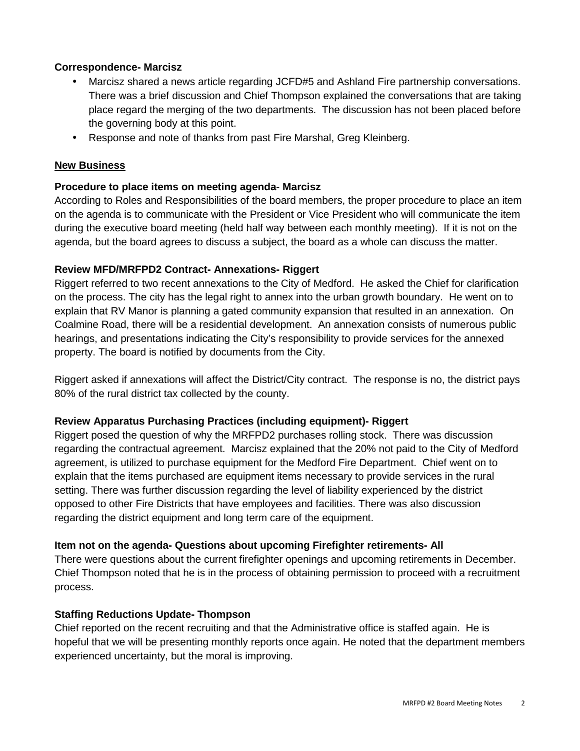**Correspondence- Marcisz**

- Marcisz shared a news article regarding JCFD#5 and Ashland Fire partnership conversations. There was a brief discussion and Chief Thompson explained the conversations that are taking place regard the merging of the two departments. The discussion has not been placed before the governing body at this point.
- Response and note of thanks from past Fire Marshal, Greg Kleinberg.

## New Business

**Procedure to place items on meeting agenda- Marcisz**

According to Roles and Responsibilities of the board members, the proper procedure to place an item on the agenda is to communicate with the President or Vice President who will communicate the item during the executive board meeting (held half way between each monthly meeting). If it is not on the agenda, but the board agrees to discuss a subject, the board as a whole can discuss the matter.

**Review MFD/MRFPD2 Contract- Annexations- Riggert**

Riggert referred to two recent annexations to the City of Medford. He asked the Chief for clarification on the process. The city has the legal right to annex into the urban growth boundary. He went on to explain that RV Manor is planning a gated community expansion that resulted in an annexation. On Coalmine Road, there will be a residential development. An annexation consists of numerous public hearings, and presentations indicating the City's responsibility to provide services for the annexed property. The board is notified by documents from the City.

Riggert asked if annexations will affect the District/City contract. The response is no, the district pays 80% of the rural district tax collected by the county.

**Review Apparatus Purchasing Practices (including equipment)- Riggert**

Riggert posed the question of why the MRFPD2 purchases rolling stock. There was discussion regarding the contractual agreement. Marcisz explained that the 20% not paid to the City of Medford agreement, is utilized to purchase equipment for the Medford Fire Department. Chief went on to explain that the items purchased are equipment items necessary to provide services in the rural setting. There was further discussion regarding the level of liability experienced by the district opposed to other Fire Districts that have employees and facilities. There was also discussion regarding the district equipment and long term care of the equipment.

**Item not on the agenda- Questions about upcoming Firefighter retirements- All**

There were questions about the current firefighter openings and upcoming retirements in December. Chief Thompson noted that he is in the process of obtaining permission to proceed with a recruitment process.

**Staffing Reductions Update- Thompson**

Chief reported on the recent recruiting and that the Administrative office is staffed again. He is hopeful that we will be presenting monthly reports once again. He noted that the department members experienced uncertainty, but the moral is improving.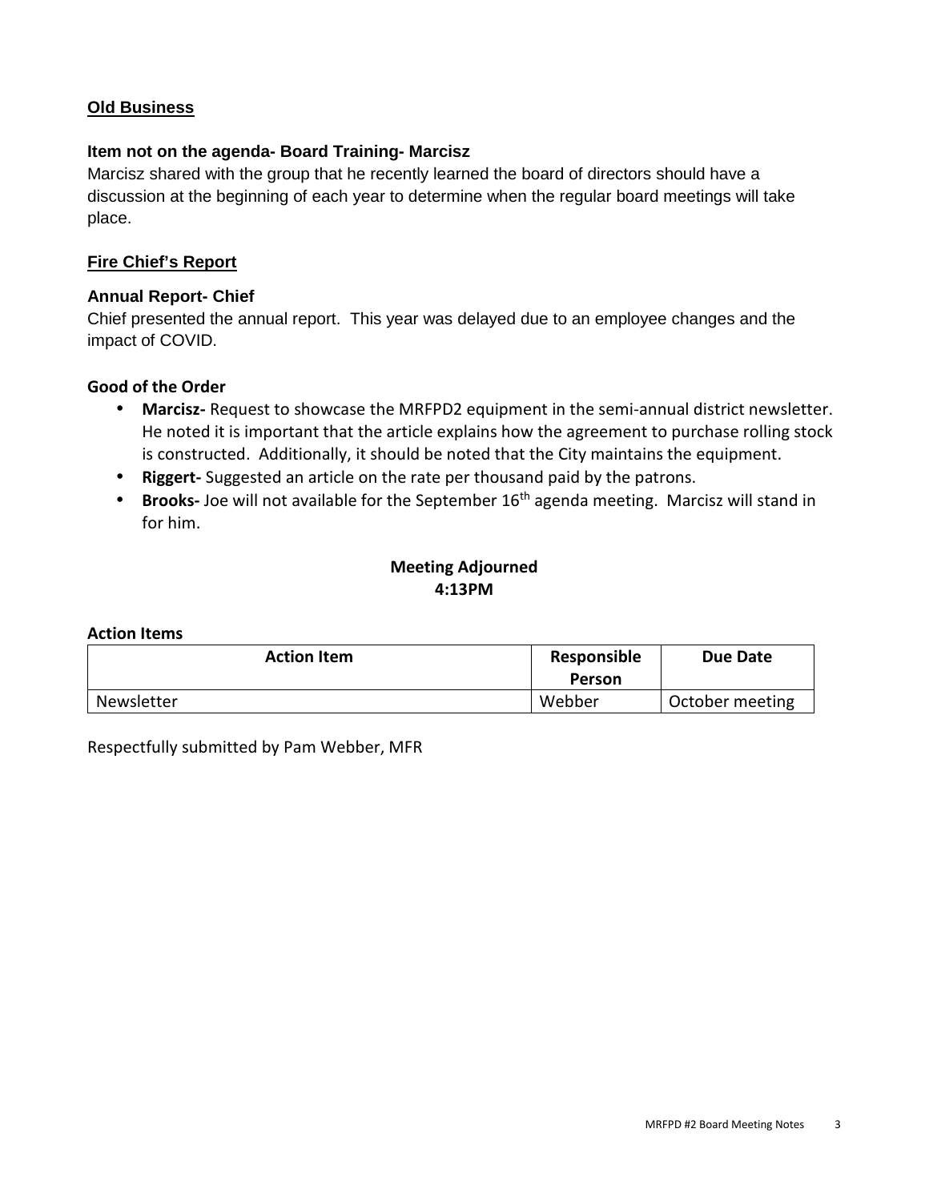## Old Business

### Item not on the agenda- Board Training- Marcisz

Marcisz shared with the group that he recently learned the board of directors should have a discussion at the beginning of each year to determine when the regular board meetings will take place.

## Fire Chief's Report

### Annual Report- Chief

Chief presented the annual report. This year was delayed due to an employee changes and the impact of COVID.

### Good of the Order

- **Marcisz-** Request to showcase the MRFPD2 equipment in the semi-annual district newsletter. He noted it is important that the article explains how the agreement to purchase rolling stock is constructed. Additionally, it should be noted that the City maintains the equipment.
- **Riggert-** Suggested an article on the rate per thousand paid by the patrons.
- **Brooks-** Joe will not available for the September 16th agenda meeting. Marcisz will stand in for him.

**Meeting Adjourned**
**4:13PM**

**Action Items**

| Action Item | Responsible Person | Due Date |
|---|---|---|
| Newsletter | Webber | October meeting |

Respectfully submitted by Pam Webber, MFR